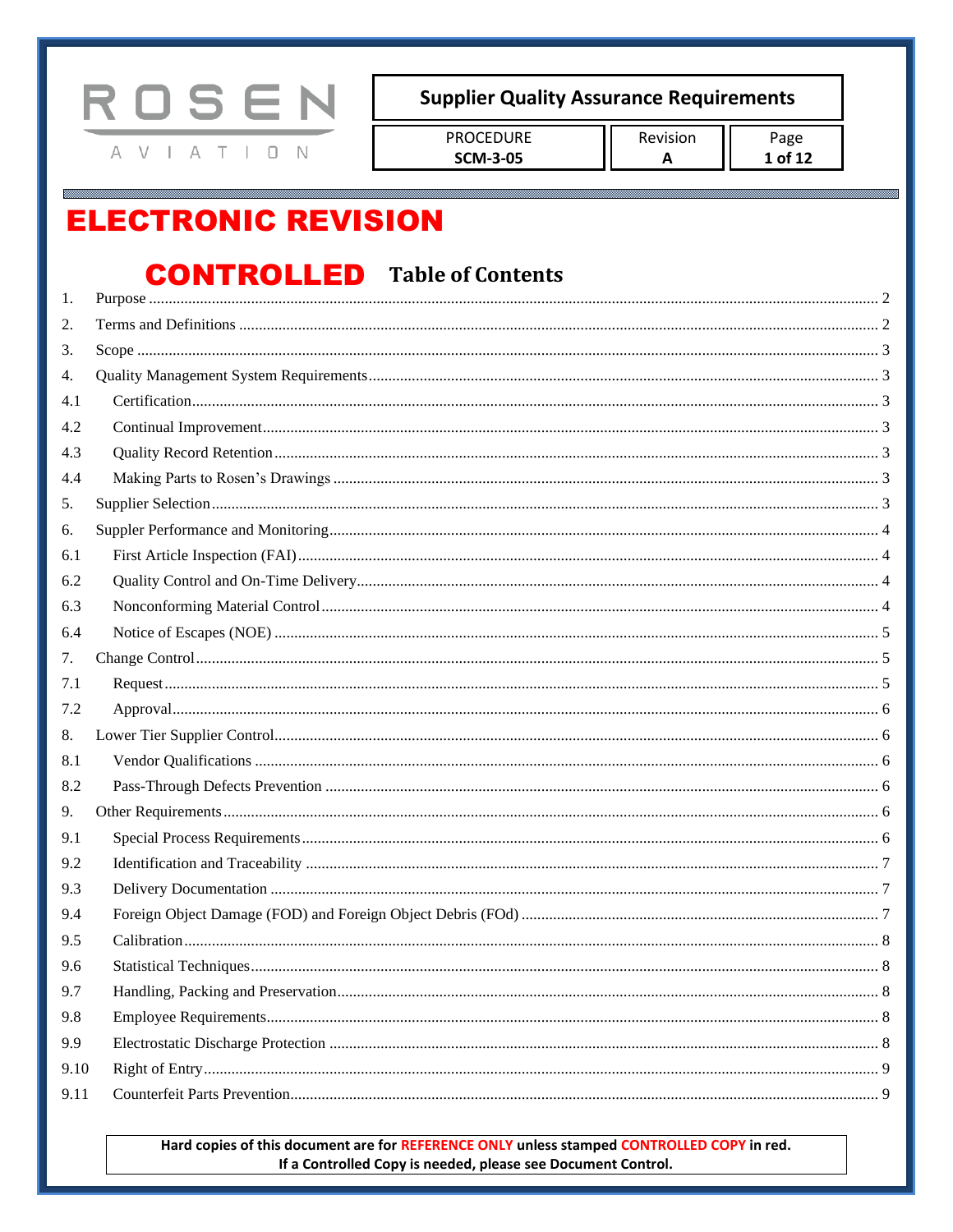ROSEN AVIATION

| Supplier Quality Assurance Requirements | | |
|---|---|---|
| PROCEDURE **SCM-3-05** | Revision **A** | Page **1 of 12** |

**ELECTRONIC REVISION CONTROLLED**

# Table of Contents

1. Purpose ..... 2
2. Terms and Definitions ..... 2
3. Scope ..... 3
4. Quality Management System Requirements ..... 3
   - 4.1 Certification ..... 3
   - 4.2 Continual Improvement ..... 3
   - 4.3 Quality Record Retention ..... 3
   - 4.4 Making Parts to Rosen's Drawings ..... 3
5. Supplier Selection ..... 3
6. Suppler Performance and Monitoring ..... 4
   - 6.1 First Article Inspection (FAI) ..... 4
   - 6.2 Quality Control and On-Time Delivery ..... 4
   - 6.3 Nonconforming Material Control ..... 4
   - 6.4 Notice of Escapes (NOE) ..... 5
7. Change Control ..... 5
   - 7.1 Request ..... 5
   - 7.2 Approval ..... 6
8. Lower Tier Supplier Control ..... 6
   - 8.1 Vendor Qualifications ..... 6
   - 8.2 Pass-Through Defects Prevention ..... 6
9. Other Requirements ..... 6
   - 9.1 Special Process Requirements ..... 6
   - 9.2 Identification and Traceability ..... 7
   - 9.3 Delivery Documentation ..... 7
   - 9.4 Foreign Object Damage (FOD) and Foreign Object Debris (FOd) ..... 7
   - 9.5 Calibration ..... 8
   - 9.6 Statistical Techniques ..... 8
   - 9.7 Handling, Packing and Preservation ..... 8
   - 9.8 Employee Requirements ..... 8
   - 9.9 Electrostatic Discharge Protection ..... 8
   - 9.10 Right of Entry ..... 9
   - 9.11 Counterfeit Parts Prevention ..... 9

**Hard copies of this document are for REFERENCE ONLY unless stamped CONTROLLED COPY in red.**
**If a Controlled Copy is needed, please see Document Control.**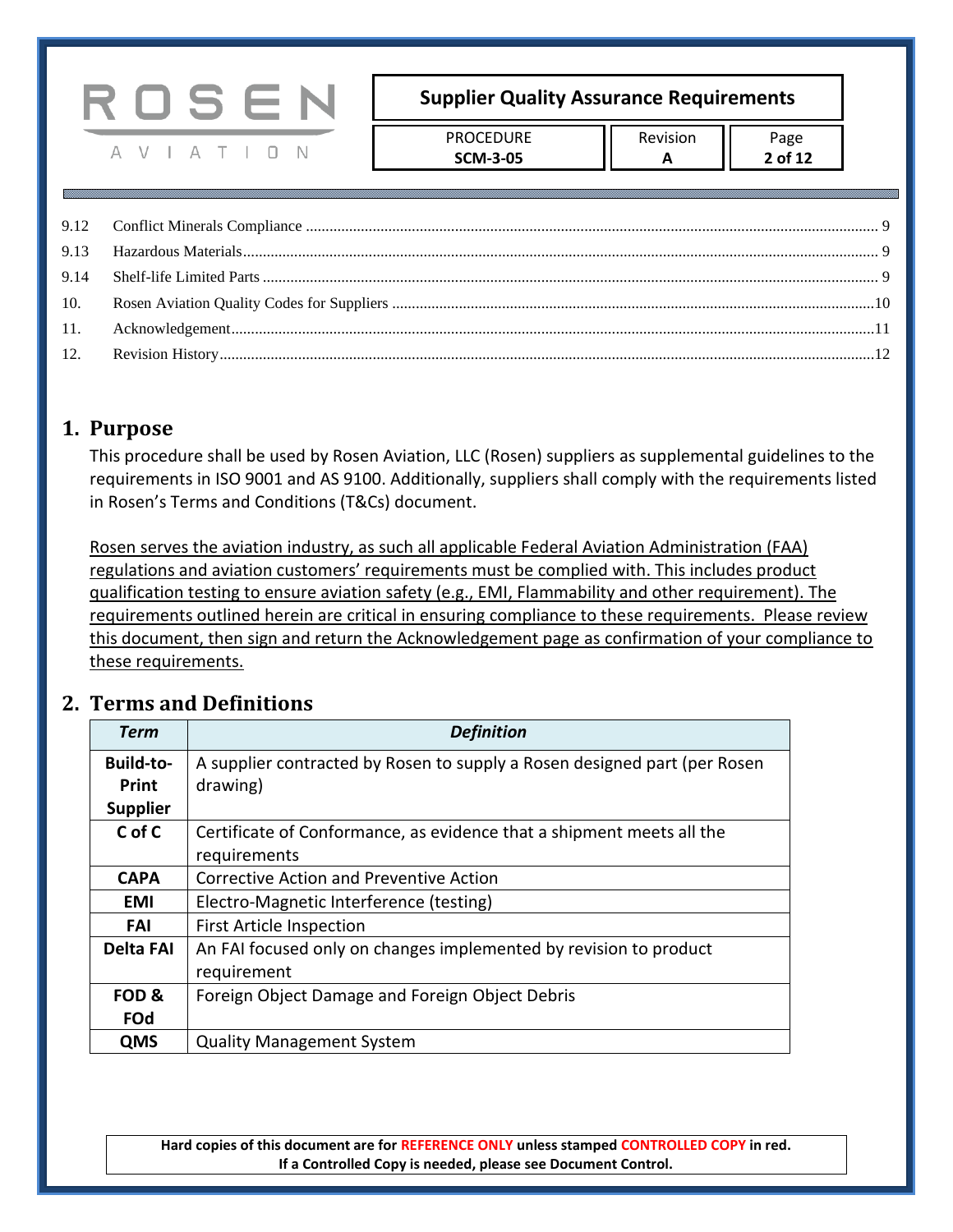| | | |
|---|---|---|
| 9.12 | Conflict Minerals Compliance | 9 |
| 9.13 | Hazardous Materials | 9 |
| 9.14 | Shelf-life Limited Parts | 9 |
| 10. | Rosen Aviation Quality Codes for Suppliers | 10 |
| 11. | Acknowledgement | 11 |
| 12. | Revision History | 12 |

# 1. Purpose

This procedure shall be used by Rosen Aviation, LLC (Rosen) suppliers as supplemental guidelines to the requirements in ISO 9001 and AS 9100. Additionally, suppliers shall comply with the requirements listed in Rosen's Terms and Conditions (T&Cs) document.

<u>Rosen serves the aviation industry, as such all applicable Federal Aviation Administration (FAA) regulations and aviation customers' requirements must be complied with. This includes product qualification testing to ensure aviation safety (e.g., EMI, Flammability and other requirement). The requirements outlined herein are critical in ensuring compliance to these requirements. Please review this document, then sign and return the Acknowledgement page as confirmation of your compliance to these requirements.</u>

# 2. Terms and Definitions

| *Term* | *Definition* |
|---|---|
| **Build-to-Print Supplier** | A supplier contracted by Rosen to supply a Rosen designed part (per Rosen drawing) |
| **C of C** | Certificate of Conformance, as evidence that a shipment meets all the requirements |
| **CAPA** | Corrective Action and Preventive Action |
| **EMI** | Electro-Magnetic Interference (testing) |
| **FAI** | First Article Inspection |
| **Delta FAI** | An FAI focused only on changes implemented by revision to product requirement |
| **FOD & FOd** | Foreign Object Damage and Foreign Object Debris |
| **QMS** | Quality Management System |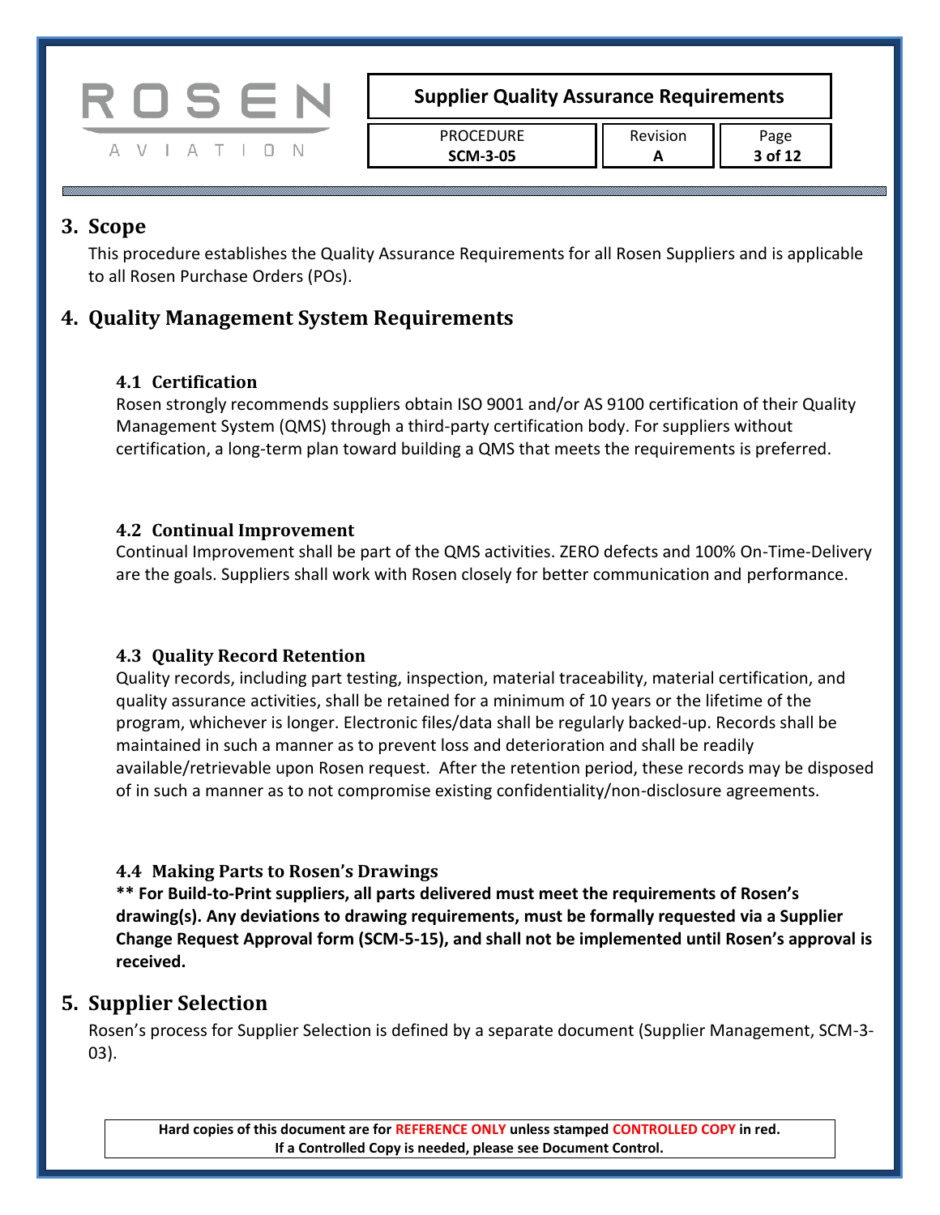## 3. Scope

This procedure establishes the Quality Assurance Requirements for all Rosen Suppliers and is applicable to all Rosen Purchase Orders (POs).

## 4. Quality Management System Requirements

### 4.1 Certification

Rosen strongly recommends suppliers obtain ISO 9001 and/or AS 9100 certification of their Quality Management System (QMS) through a third-party certification body. For suppliers without certification, a long-term plan toward building a QMS that meets the requirements is preferred.

### 4.2 Continual Improvement

Continual Improvement shall be part of the QMS activities. ZERO defects and 100% On-Time-Delivery are the goals. Suppliers shall work with Rosen closely for better communication and performance.

### 4.3 Quality Record Retention

Quality records, including part testing, inspection, material traceability, material certification, and quality assurance activities, shall be retained for a minimum of 10 years or the lifetime of the program, whichever is longer. Electronic files/data shall be regularly backed-up. Records shall be maintained in such a manner as to prevent loss and deterioration and shall be readily available/retrievable upon Rosen request. After the retention period, these records may be disposed of in such a manner as to not compromise existing confidentiality/non-disclosure agreements.

### 4.4 Making Parts to Rosen's Drawings

**** For Build-to-Print suppliers, all parts delivered must meet the requirements of Rosen's drawing(s). Any deviations to drawing requirements, must be formally requested via a Supplier Change Request Approval form (SCM-5-15), and shall not be implemented until Rosen's approval is received.**

## 5. Supplier Selection

Rosen's process for Supplier Selection is defined by a separate document (Supplier Management, SCM-3-03).

Hard copies of this document are for REFERENCE ONLY unless stamped CONTROLLED COPY in red.
If a Controlled Copy is needed, please see Document Control.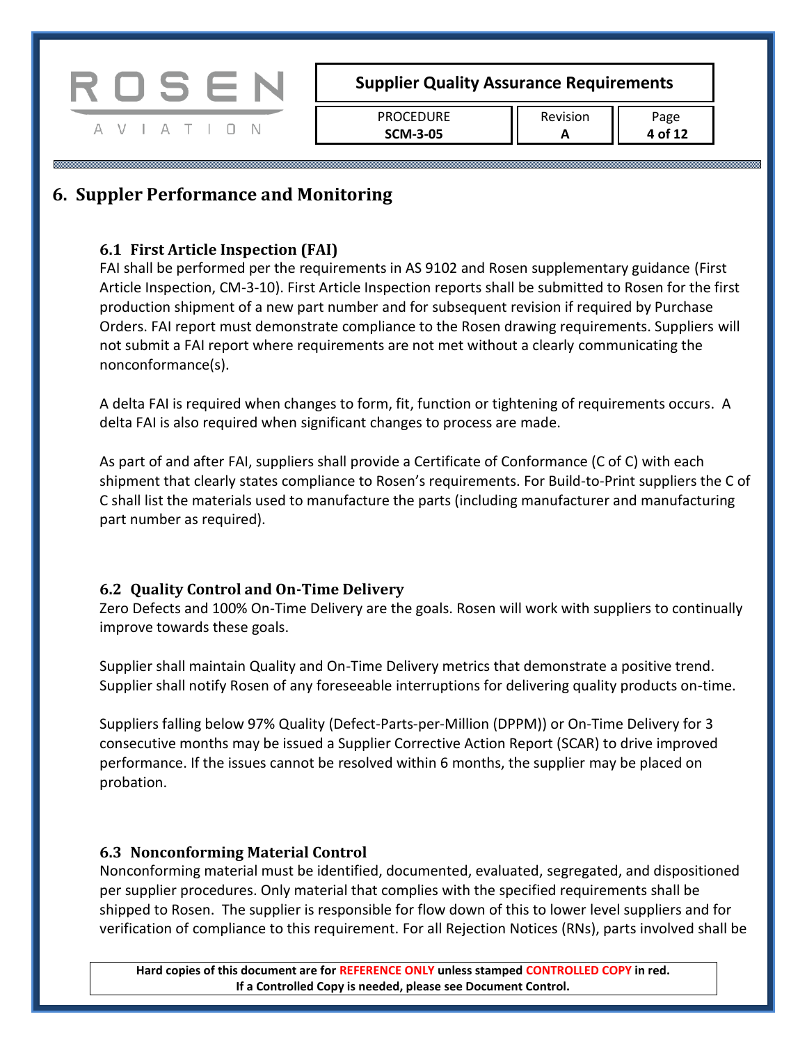## 6. Suppler Performance and Monitoring

### 6.1 First Article Inspection (FAI)

FAI shall be performed per the requirements in AS 9102 and Rosen supplementary guidance (First Article Inspection, CM-3-10). First Article Inspection reports shall be submitted to Rosen for the first production shipment of a new part number and for subsequent revision if required by Purchase Orders. FAI report must demonstrate compliance to the Rosen drawing requirements. Suppliers will not submit a FAI report where requirements are not met without a clearly communicating the nonconformance(s).

A delta FAI is required when changes to form, fit, function or tightening of requirements occurs. A delta FAI is also required when significant changes to process are made.

As part of and after FAI, suppliers shall provide a Certificate of Conformance (C of C) with each shipment that clearly states compliance to Rosen's requirements. For Build-to-Print suppliers the C of C shall list the materials used to manufacture the parts (including manufacturer and manufacturing part number as required).

### 6.2 Quality Control and On-Time Delivery

Zero Defects and 100% On-Time Delivery are the goals. Rosen will work with suppliers to continually improve towards these goals.

Supplier shall maintain Quality and On-Time Delivery metrics that demonstrate a positive trend. Supplier shall notify Rosen of any foreseeable interruptions for delivering quality products on-time.

Suppliers falling below 97% Quality (Defect-Parts-per-Million (DPPM)) or On-Time Delivery for 3 consecutive months may be issued a Supplier Corrective Action Report (SCAR) to drive improved performance. If the issues cannot be resolved within 6 months, the supplier may be placed on probation.

### 6.3 Nonconforming Material Control

Nonconforming material must be identified, documented, evaluated, segregated, and dispositioned per supplier procedures. Only material that complies with the specified requirements shall be shipped to Rosen. The supplier is responsible for flow down of this to lower level suppliers and for verification of compliance to this requirement. For all Rejection Notices (RNs), parts involved shall be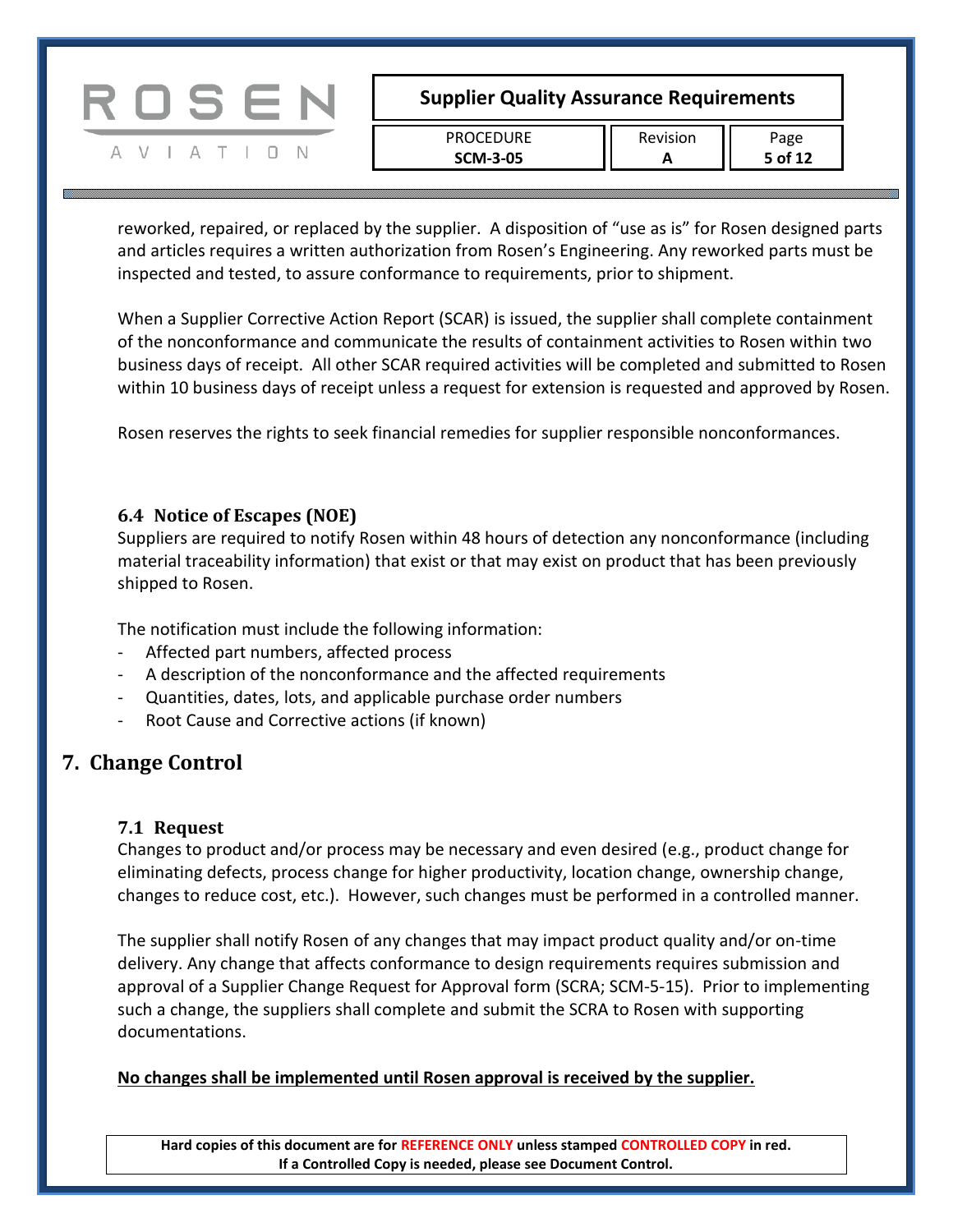reworked, repaired, or replaced by the supplier. A disposition of "use as is" for Rosen designed parts and articles requires a written authorization from Rosen's Engineering. Any reworked parts must be inspected and tested, to assure conformance to requirements, prior to shipment.

When a Supplier Corrective Action Report (SCAR) is issued, the supplier shall complete containment of the nonconformance and communicate the results of containment activities to Rosen within two business days of receipt. All other SCAR required activities will be completed and submitted to Rosen within 10 business days of receipt unless a request for extension is requested and approved by Rosen.

Rosen reserves the rights to seek financial remedies for supplier responsible nonconformances.

### 6.4 Notice of Escapes (NOE)

Suppliers are required to notify Rosen within 48 hours of detection any nonconformance (including material traceability information) that exist or that may exist on product that has been previously shipped to Rosen.

The notification must include the following information:

- Affected part numbers, affected process
- A description of the nonconformance and the affected requirements
- Quantities, dates, lots, and applicable purchase order numbers
- Root Cause and Corrective actions (if known)

## 7. Change Control

### 7.1 Request

Changes to product and/or process may be necessary and even desired (e.g., product change for eliminating defects, process change for higher productivity, location change, ownership change, changes to reduce cost, etc.). However, such changes must be performed in a controlled manner.

The supplier shall notify Rosen of any changes that may impact product quality and/or on-time delivery. Any change that affects conformance to design requirements requires submission and approval of a Supplier Change Request for Approval form (SCRA; SCM-5-15). Prior to implementing such a change, the suppliers shall complete and submit the SCRA to Rosen with supporting documentations.

**No changes shall be implemented until Rosen approval is received by the supplier.**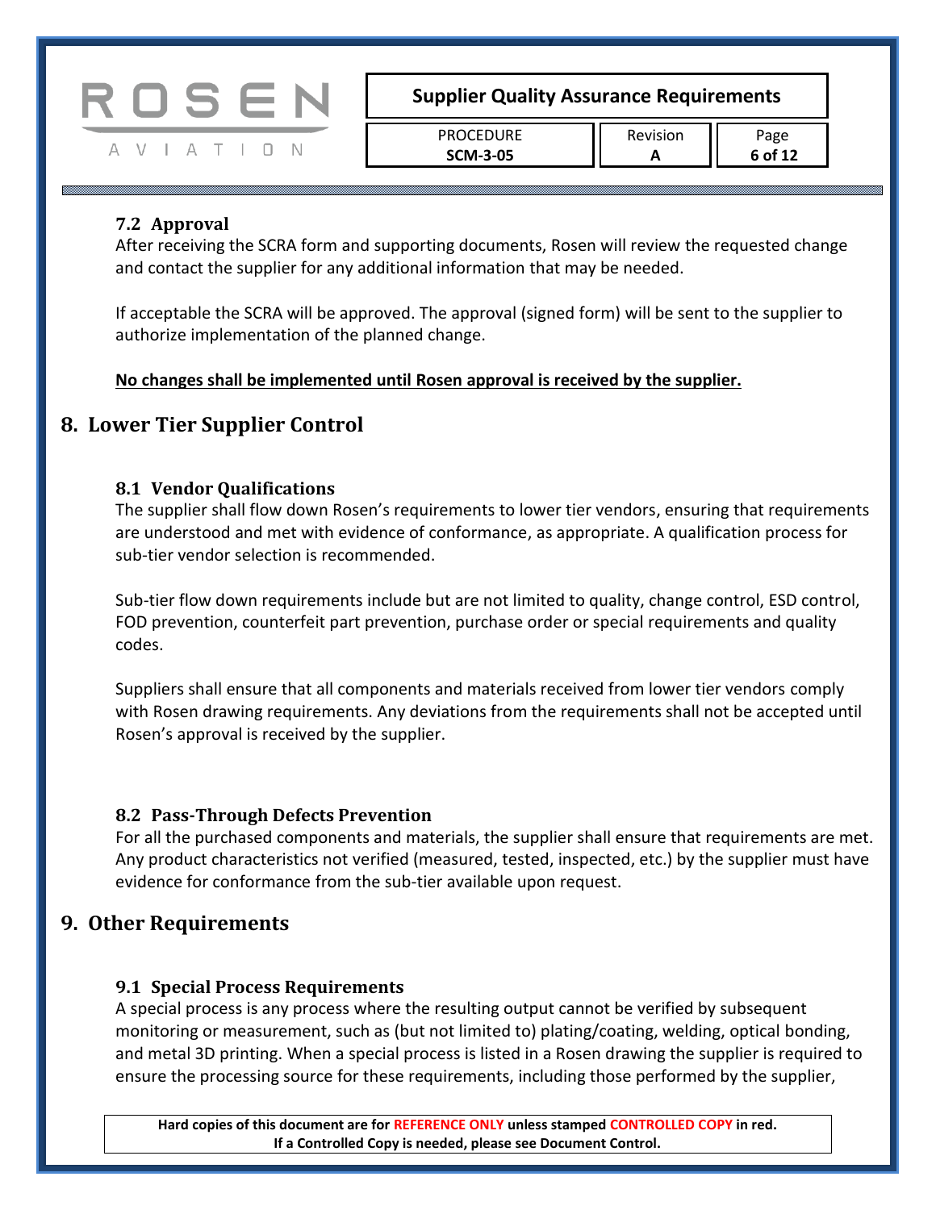### 7.2 Approval

After receiving the SCRA form and supporting documents, Rosen will review the requested change and contact the supplier for any additional information that may be needed.

If acceptable the SCRA will be approved. The approval (signed form) will be sent to the supplier to authorize implementation of the planned change.

**No changes shall be implemented until Rosen approval is received by the supplier.**

## 8. Lower Tier Supplier Control

### 8.1 Vendor Qualifications

The supplier shall flow down Rosen's requirements to lower tier vendors, ensuring that requirements are understood and met with evidence of conformance, as appropriate. A qualification process for sub-tier vendor selection is recommended.

Sub-tier flow down requirements include but are not limited to quality, change control, ESD control, FOD prevention, counterfeit part prevention, purchase order or special requirements and quality codes.

Suppliers shall ensure that all components and materials received from lower tier vendors comply with Rosen drawing requirements. Any deviations from the requirements shall not be accepted until Rosen's approval is received by the supplier.

### 8.2 Pass-Through Defects Prevention

For all the purchased components and materials, the supplier shall ensure that requirements are met. Any product characteristics not verified (measured, tested, inspected, etc.) by the supplier must have evidence for conformance from the sub-tier available upon request.

## 9. Other Requirements

### 9.1 Special Process Requirements

A special process is any process where the resulting output cannot be verified by subsequent monitoring or measurement, such as (but not limited to) plating/coating, welding, optical bonding, and metal 3D printing. When a special process is listed in a Rosen drawing the supplier is required to ensure the processing source for these requirements, including those performed by the supplier,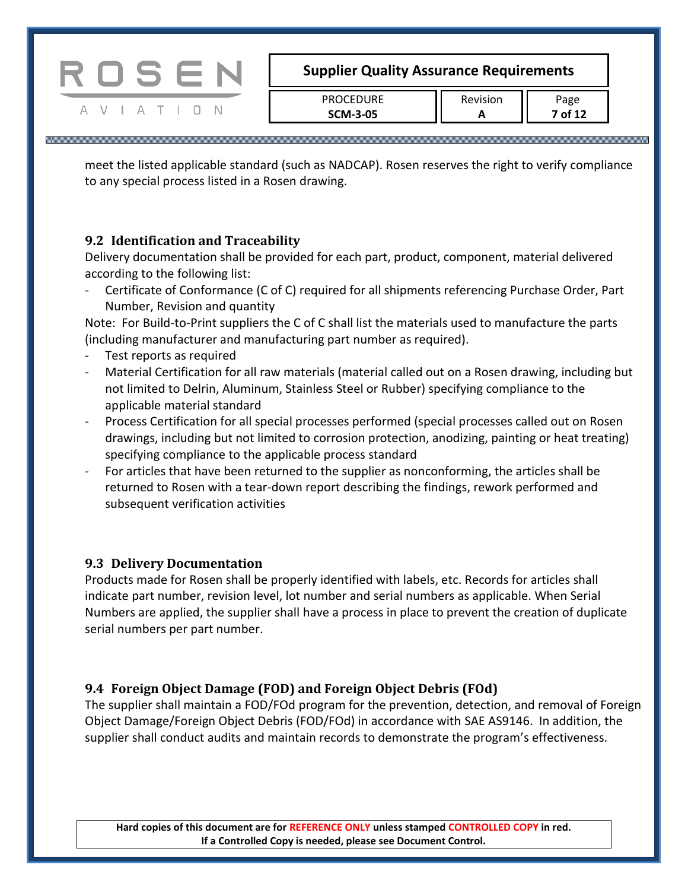meet the listed applicable standard (such as NADCAP). Rosen reserves the right to verify compliance to any special process listed in a Rosen drawing.

### 9.2 Identification and Traceability

Delivery documentation shall be provided for each part, product, component, material delivered according to the following list:

- Certificate of Conformance (C of C) required for all shipments referencing Purchase Order, Part Number, Revision and quantity

Note: For Build-to-Print suppliers the C of C shall list the materials used to manufacture the parts (including manufacturer and manufacturing part number as required).

- Test reports as required
- Material Certification for all raw materials (material called out on a Rosen drawing, including but not limited to Delrin, Aluminum, Stainless Steel or Rubber) specifying compliance to the applicable material standard
- Process Certification for all special processes performed (special processes called out on Rosen drawings, including but not limited to corrosion protection, anodizing, painting or heat treating) specifying compliance to the applicable process standard
- For articles that have been returned to the supplier as nonconforming, the articles shall be returned to Rosen with a tear-down report describing the findings, rework performed and subsequent verification activities

### 9.3 Delivery Documentation

Products made for Rosen shall be properly identified with labels, etc. Records for articles shall indicate part number, revision level, lot number and serial numbers as applicable. When Serial Numbers are applied, the supplier shall have a process in place to prevent the creation of duplicate serial numbers per part number.

### 9.4 Foreign Object Damage (FOD) and Foreign Object Debris (FOd)

The supplier shall maintain a FOD/FOd program for the prevention, detection, and removal of Foreign Object Damage/Foreign Object Debris (FOD/FOd) in accordance with SAE AS9146. In addition, the supplier shall conduct audits and maintain records to demonstrate the program's effectiveness.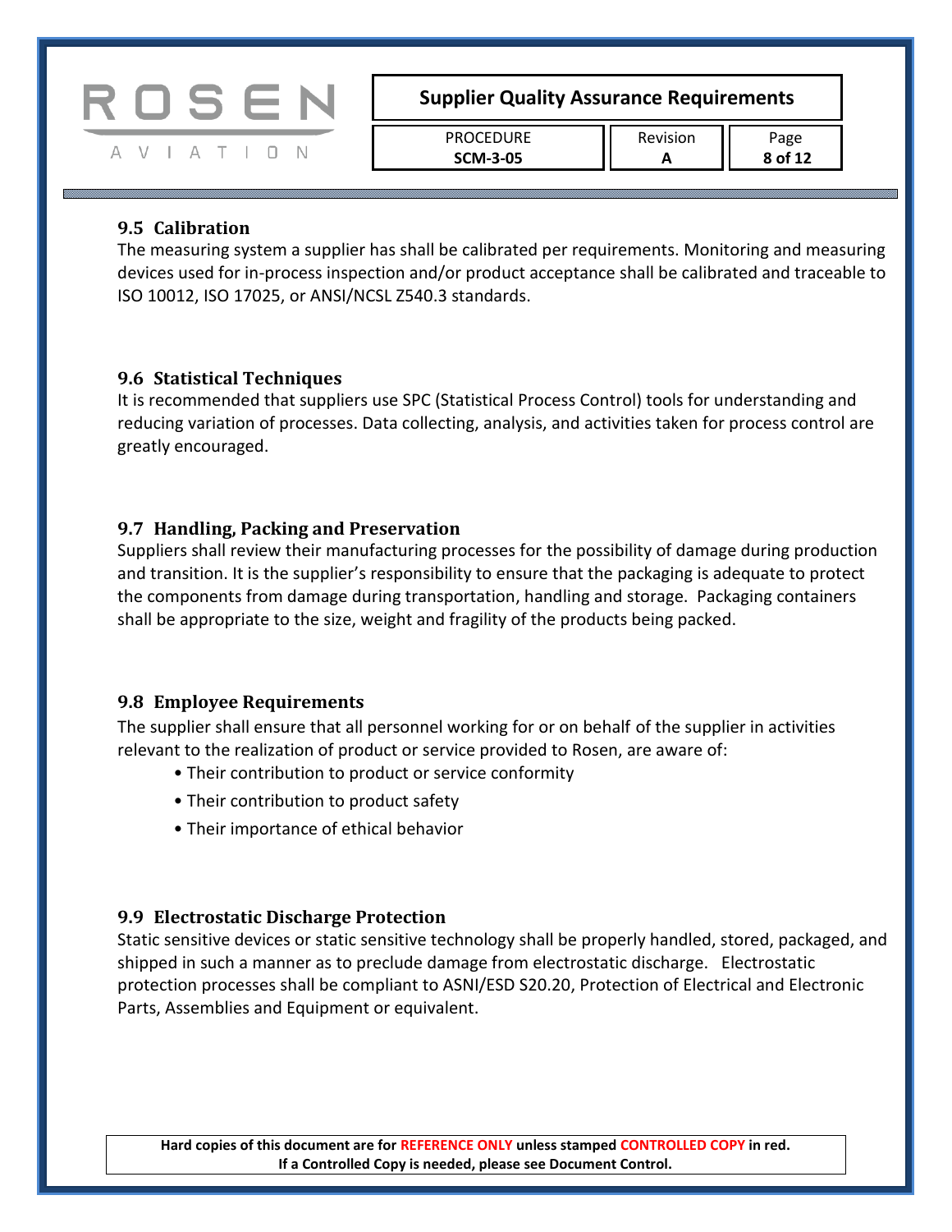### 9.5 Calibration

The measuring system a supplier has shall be calibrated per requirements. Monitoring and measuring devices used for in-process inspection and/or product acceptance shall be calibrated and traceable to ISO 10012, ISO 17025, or ANSI/NCSL Z540.3 standards.

### 9.6 Statistical Techniques

It is recommended that suppliers use SPC (Statistical Process Control) tools for understanding and reducing variation of processes. Data collecting, analysis, and activities taken for process control are greatly encouraged.

### 9.7 Handling, Packing and Preservation

Suppliers shall review their manufacturing processes for the possibility of damage during production and transition. It is the supplier's responsibility to ensure that the packaging is adequate to protect the components from damage during transportation, handling and storage. Packaging containers shall be appropriate to the size, weight and fragility of the products being packed.

### 9.8 Employee Requirements

The supplier shall ensure that all personnel working for or on behalf of the supplier in activities relevant to the realization of product or service provided to Rosen, are aware of:

- Their contribution to product or service conformity
- Their contribution to product safety
- Their importance of ethical behavior

### 9.9 Electrostatic Discharge Protection

Static sensitive devices or static sensitive technology shall be properly handled, stored, packaged, and shipped in such a manner as to preclude damage from electrostatic discharge. Electrostatic protection processes shall be compliant to ASNI/ESD S20.20, Protection of Electrical and Electronic Parts, Assemblies and Equipment or equivalent.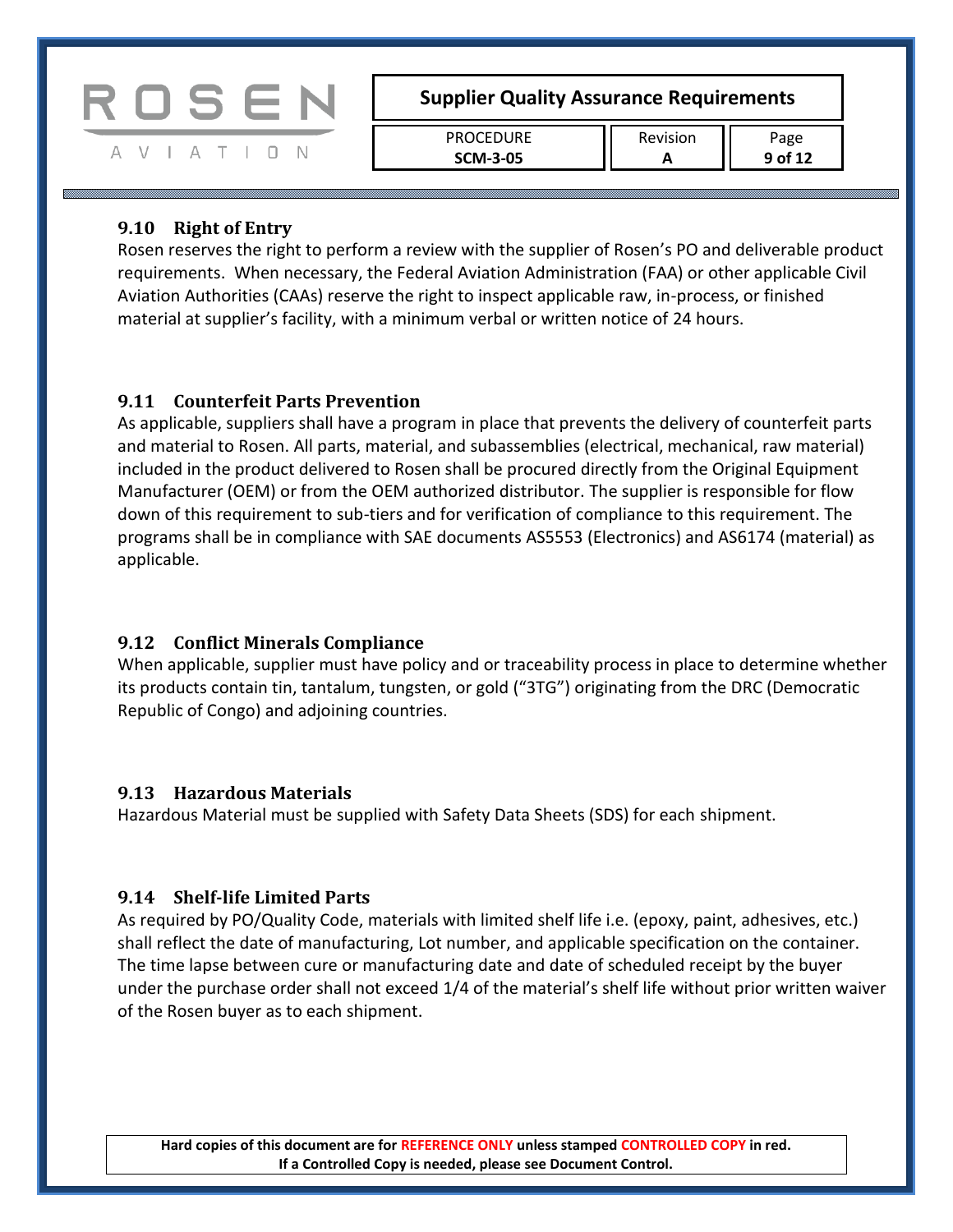### 9.10 Right of Entry

Rosen reserves the right to perform a review with the supplier of Rosen's PO and deliverable product requirements. When necessary, the Federal Aviation Administration (FAA) or other applicable Civil Aviation Authorities (CAAs) reserve the right to inspect applicable raw, in-process, or finished material at supplier's facility, with a minimum verbal or written notice of 24 hours.

### 9.11 Counterfeit Parts Prevention

As applicable, suppliers shall have a program in place that prevents the delivery of counterfeit parts and material to Rosen. All parts, material, and subassemblies (electrical, mechanical, raw material) included in the product delivered to Rosen shall be procured directly from the Original Equipment Manufacturer (OEM) or from the OEM authorized distributor. The supplier is responsible for flow down of this requirement to sub-tiers and for verification of compliance to this requirement. The programs shall be in compliance with SAE documents AS5553 (Electronics) and AS6174 (material) as applicable.

### 9.12 Conflict Minerals Compliance

When applicable, supplier must have policy and or traceability process in place to determine whether its products contain tin, tantalum, tungsten, or gold ("3TG") originating from the DRC (Democratic Republic of Congo) and adjoining countries.

### 9.13 Hazardous Materials

Hazardous Material must be supplied with Safety Data Sheets (SDS) for each shipment.

### 9.14 Shelf-life Limited Parts

As required by PO/Quality Code, materials with limited shelf life i.e. (epoxy, paint, adhesives, etc.) shall reflect the date of manufacturing, Lot number, and applicable specification on the container. The time lapse between cure or manufacturing date and date of scheduled receipt by the buyer under the purchase order shall not exceed 1/4 of the material's shelf life without prior written waiver of the Rosen buyer as to each shipment.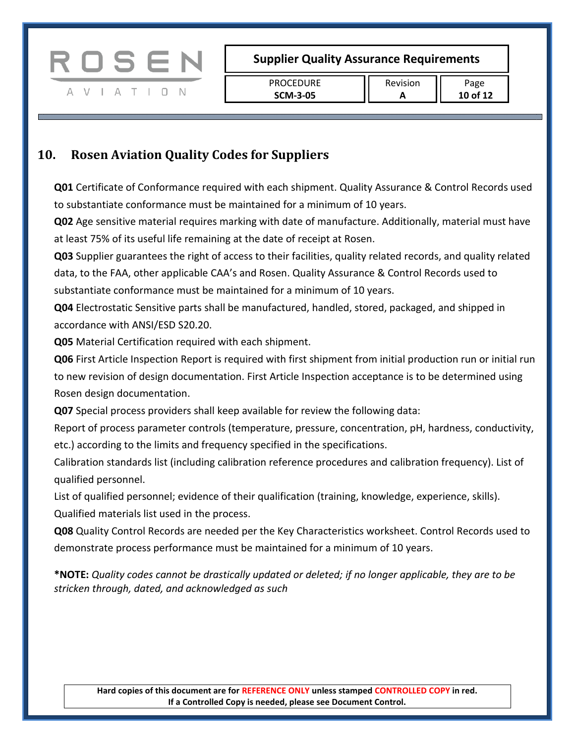## 10. Rosen Aviation Quality Codes for Suppliers

**Q01** Certificate of Conformance required with each shipment. Quality Assurance & Control Records used to substantiate conformance must be maintained for a minimum of 10 years.

**Q02** Age sensitive material requires marking with date of manufacture. Additionally, material must have at least 75% of its useful life remaining at the date of receipt at Rosen.

**Q03** Supplier guarantees the right of access to their facilities, quality related records, and quality related data, to the FAA, other applicable CAA's and Rosen. Quality Assurance & Control Records used to substantiate conformance must be maintained for a minimum of 10 years.

**Q04** Electrostatic Sensitive parts shall be manufactured, handled, stored, packaged, and shipped in accordance with ANSI/ESD S20.20.

**Q05** Material Certification required with each shipment.

**Q06** First Article Inspection Report is required with first shipment from initial production run or initial run to new revision of design documentation. First Article Inspection acceptance is to be determined using Rosen design documentation.

**Q07** Special process providers shall keep available for review the following data:

Report of process parameter controls (temperature, pressure, concentration, pH, hardness, conductivity, etc.) according to the limits and frequency specified in the specifications.

Calibration standards list (including calibration reference procedures and calibration frequency). List of qualified personnel.

List of qualified personnel; evidence of their qualification (training, knowledge, experience, skills).

Qualified materials list used in the process.

**Q08** Quality Control Records are needed per the Key Characteristics worksheet. Control Records used to demonstrate process performance must be maintained for a minimum of 10 years.

***NOTE:** *Quality codes cannot be drastically updated or deleted; if no longer applicable, they are to be stricken through, dated, and acknowledged as such*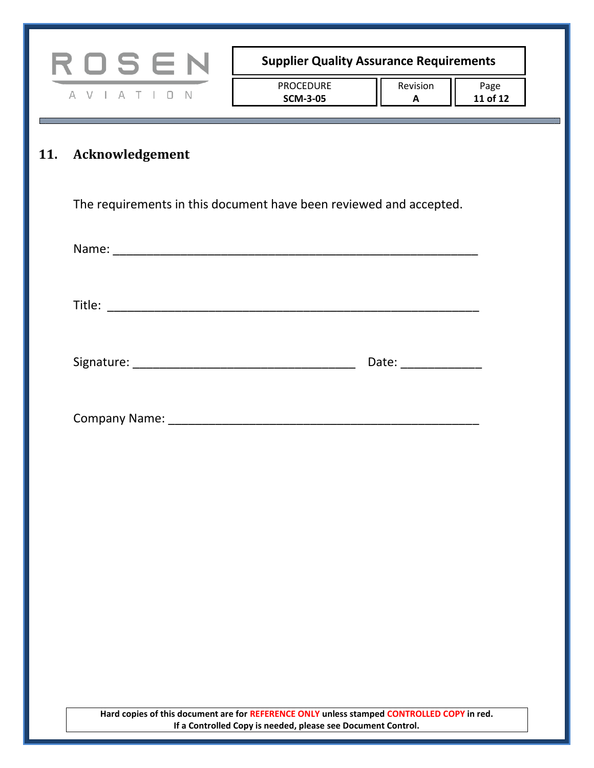## 11. Acknowledgement

The requirements in this document have been reviewed and accepted.

Name: ____________________________________________________

Title: _____________________________________________________

Signature: ________________________________ Date: ____________

Company Name: ______________________________________________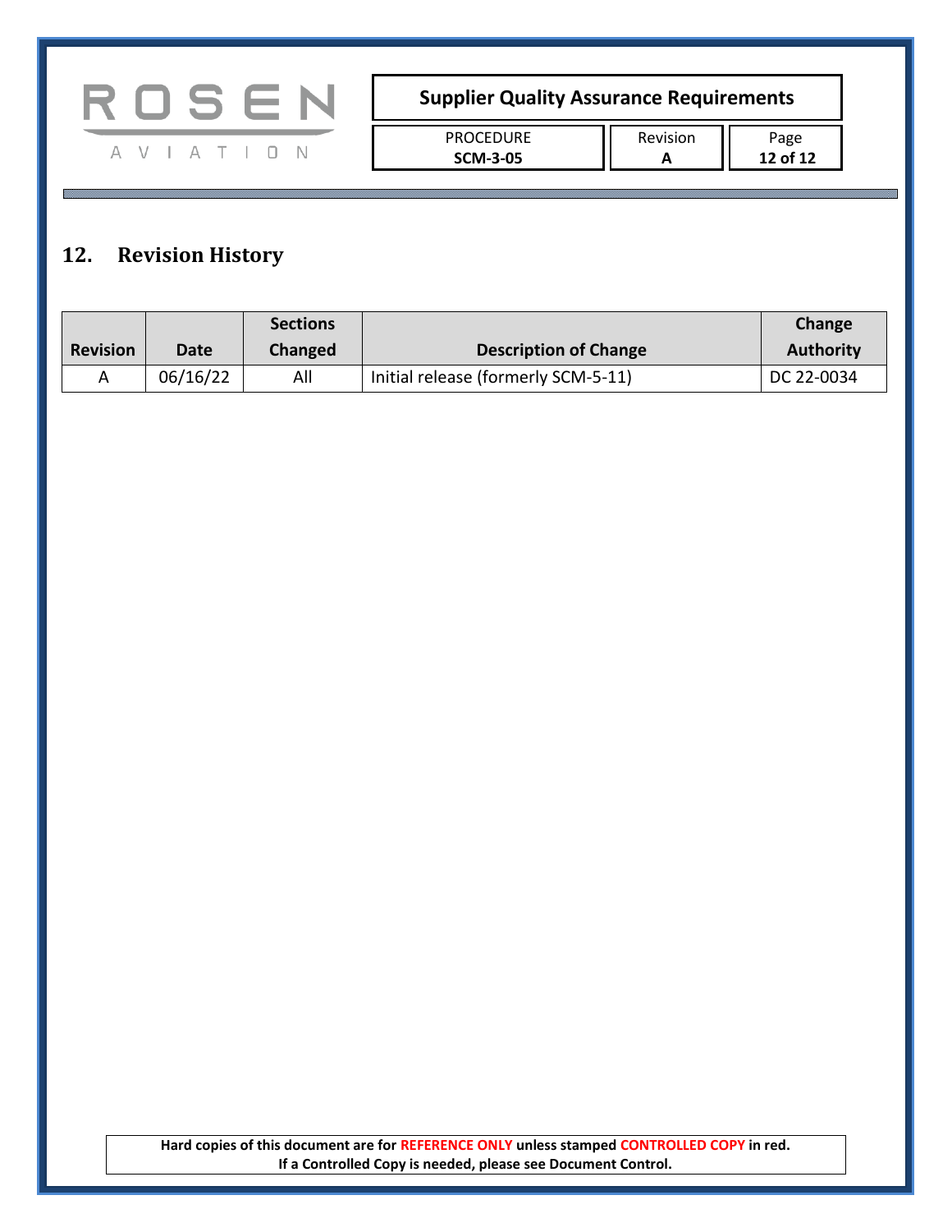## 12. Revision History

| Revision | Date | Sections Changed | Description of Change | Change Authority |
|---|---|---|---|---|
| A | 06/16/22 | All | Initial release (formerly SCM-5-11) | DC 22-0034 |